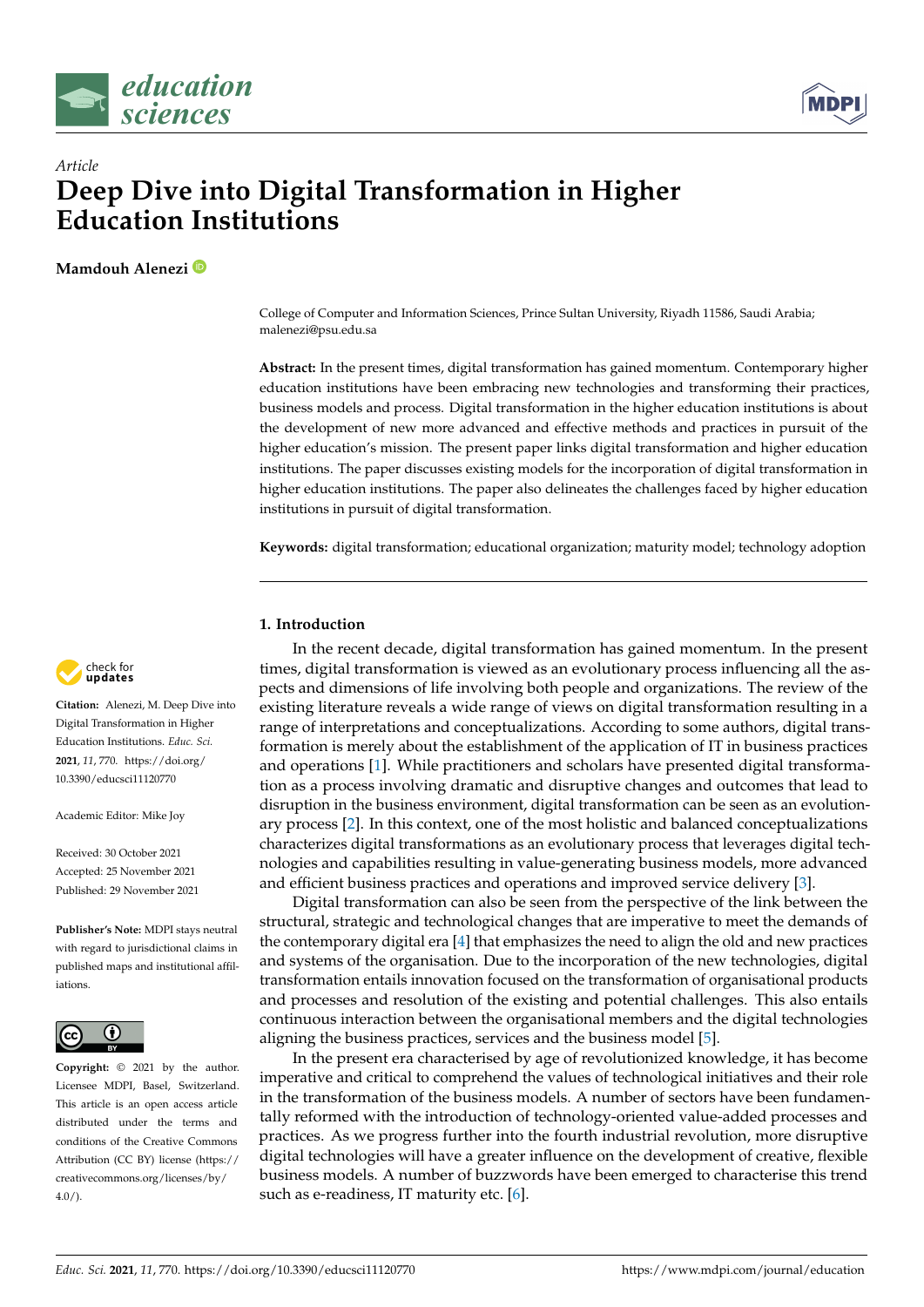*Article*

# Deep Dive into Digital Transformation in Higher Education Institutions

**Mamdouh Alenezi**

College of Computer and Information Sciences, Prince Sultan University, Riyadh 11586, Saudi Arabia; malenezi@psu.edu.sa

**Abstract:** In the present times, digital transformation has gained momentum. Contemporary higher education institutions have been embracing new technologies and transforming their practices, business models and process. Digital transformation in the higher education institutions is about the development of new more advanced and effective methods and practices in pursuit of the higher education's mission. The present paper links digital transformation and higher education institutions. The paper discusses existing models for the incorporation of digital transformation in higher education institutions. The paper also delineates the challenges faced by higher education institutions in pursuit of digital transformation.

**Keywords:** digital transformation; educational organization; maturity model; technology adoption

**Citation:** Alenezi, M. Deep Dive into Digital Transformation in Higher Education Institutions. *Educ. Sci.* **2021**, *11*, 770. https://doi.org/10.3390/educsci11120770

Academic Editor: Mike Joy

Received: 30 October 2021
Accepted: 25 November 2021
Published: 29 November 2021

**Publisher's Note:** MDPI stays neutral with regard to jurisdictional claims in published maps and institutional affiliations.

**Copyright:** © 2021 by the author. Licensee MDPI, Basel, Switzerland. This article is an open access article distributed under the terms and conditions of the Creative Commons Attribution (CC BY) license (https://creativecommons.org/licenses/by/4.0/).

## 1. Introduction

In the recent decade, digital transformation has gained momentum. In the present times, digital transformation is viewed as an evolutionary process influencing all the aspects and dimensions of life involving both people and organizations. The review of the existing literature reveals a wide range of views on digital transformation resulting in a range of interpretations and conceptualizations. According to some authors, digital transformation is merely about the establishment of the application of IT in business practices and operations [1]. While practitioners and scholars have presented digital transformation as a process involving dramatic and disruptive changes and outcomes that lead to disruption in the business environment, digital transformation can be seen as an evolutionary process [2]. In this context, one of the most holistic and balanced conceptualizations characterizes digital transformations as an evolutionary process that leverages digital technologies and capabilities resulting in value-generating business models, more advanced and efficient business practices and operations and improved service delivery [3].

Digital transformation can also be seen from the perspective of the link between the structural, strategic and technological changes that are imperative to meet the demands of the contemporary digital era [4] that emphasizes the need to align the old and new practices and systems of the organisation. Due to the incorporation of the new technologies, digital transformation entails innovation focused on the transformation of organisational products and processes and resolution of the existing and potential challenges. This also entails continuous interaction between the organisational members and the digital technologies aligning the business practices, services and the business model [5].

In the present era characterised by age of revolutionized knowledge, it has become imperative and critical to comprehend the values of technological initiatives and their role in the transformation of the business models. A number of sectors have been fundamentally reformed with the introduction of technology-oriented value-added processes and practices. As we progress further into the fourth industrial revolution, more disruptive digital technologies will have a greater influence on the development of creative, flexible business models. A number of buzzwords have been emerged to characterise this trend such as e-readiness, IT maturity etc. [6].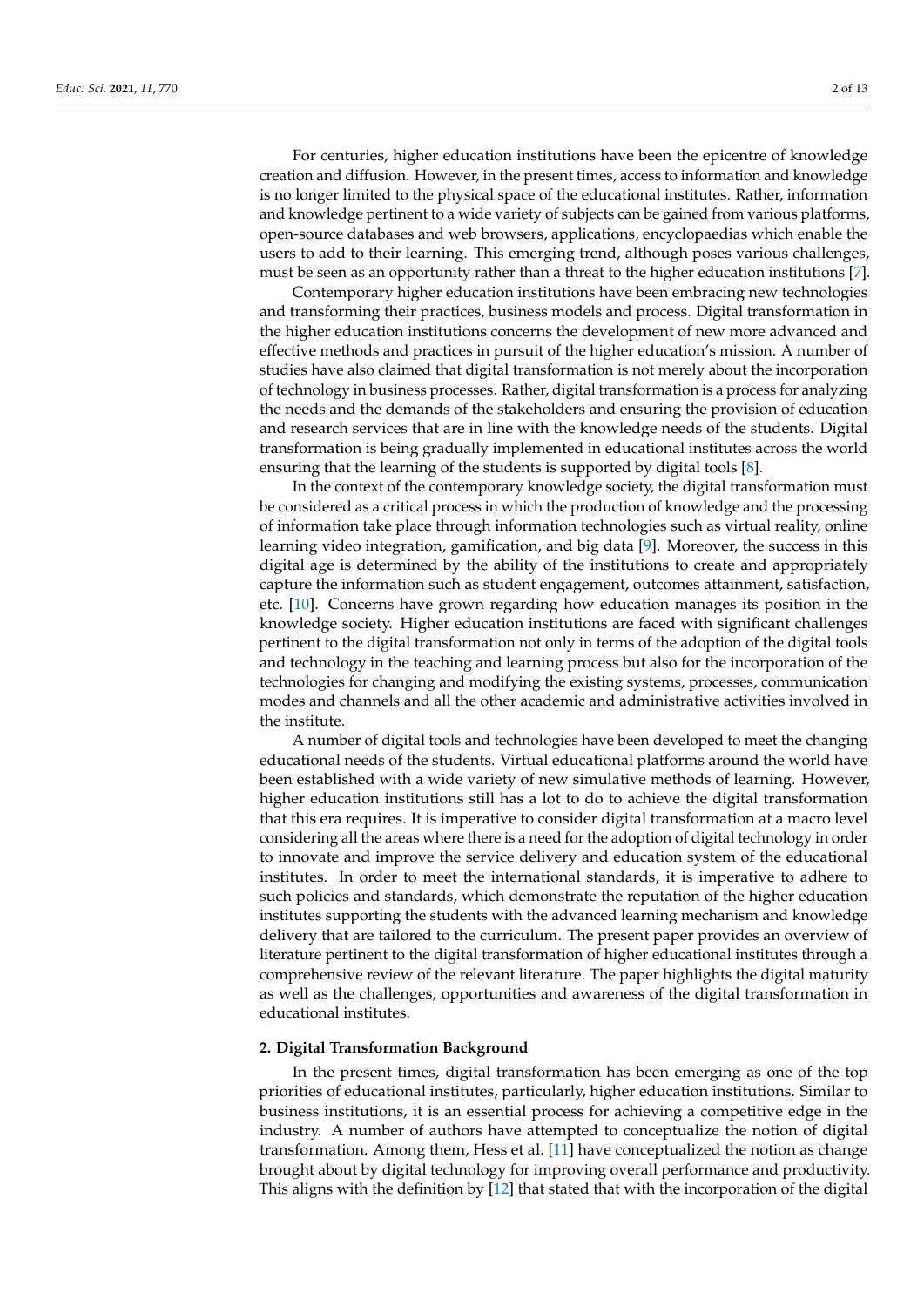For centuries, higher education institutions have been the epicentre of knowledge creation and diffusion. However, in the present times, access to information and knowledge is no longer limited to the physical space of the educational institutes. Rather, information and knowledge pertinent to a wide variety of subjects can be gained from various platforms, open-source databases and web browsers, applications, encyclopaedias which enable the users to add to their learning. This emerging trend, although poses various challenges, must be seen as an opportunity rather than a threat to the higher education institutions [7].

Contemporary higher education institutions have been embracing new technologies and transforming their practices, business models and process. Digital transformation in the higher education institutions concerns the development of new more advanced and effective methods and practices in pursuit of the higher education's mission. A number of studies have also claimed that digital transformation is not merely about the incorporation of technology in business processes. Rather, digital transformation is a process for analyzing the needs and the demands of the stakeholders and ensuring the provision of education and research services that are in line with the knowledge needs of the students. Digital transformation is being gradually implemented in educational institutes across the world ensuring that the learning of the students is supported by digital tools [8].

In the context of the contemporary knowledge society, the digital transformation must be considered as a critical process in which the production of knowledge and the processing of information take place through information technologies such as virtual reality, online learning video integration, gamification, and big data [9]. Moreover, the success in this digital age is determined by the ability of the institutions to create and appropriately capture the information such as student engagement, outcomes attainment, satisfaction, etc. [10]. Concerns have grown regarding how education manages its position in the knowledge society. Higher education institutions are faced with significant challenges pertinent to the digital transformation not only in terms of the adoption of the digital tools and technology in the teaching and learning process but also for the incorporation of the technologies for changing and modifying the existing systems, processes, communication modes and channels and all the other academic and administrative activities involved in the institute.

A number of digital tools and technologies have been developed to meet the changing educational needs of the students. Virtual educational platforms around the world have been established with a wide variety of new simulative methods of learning. However, higher education institutions still has a lot to do to achieve the digital transformation that this era requires. It is imperative to consider digital transformation at a macro level considering all the areas where there is a need for the adoption of digital technology in order to innovate and improve the service delivery and education system of the educational institutes. In order to meet the international standards, it is imperative to adhere to such policies and standards, which demonstrate the reputation of the higher education institutes supporting the students with the advanced learning mechanism and knowledge delivery that are tailored to the curriculum. The present paper provides an overview of literature pertinent to the digital transformation of higher educational institutes through a comprehensive review of the relevant literature. The paper highlights the digital maturity as well as the challenges, opportunities and awareness of the digital transformation in educational institutes.

## 2. Digital Transformation Background

In the present times, digital transformation has been emerging as one of the top priorities of educational institutes, particularly, higher education institutions. Similar to business institutions, it is an essential process for achieving a competitive edge in the industry. A number of authors have attempted to conceptualize the notion of digital transformation. Among them, Hess et al. [11] have conceptualized the notion as change brought about by digital technology for improving overall performance and productivity. This aligns with the definition by [12] that stated that with the incorporation of the digital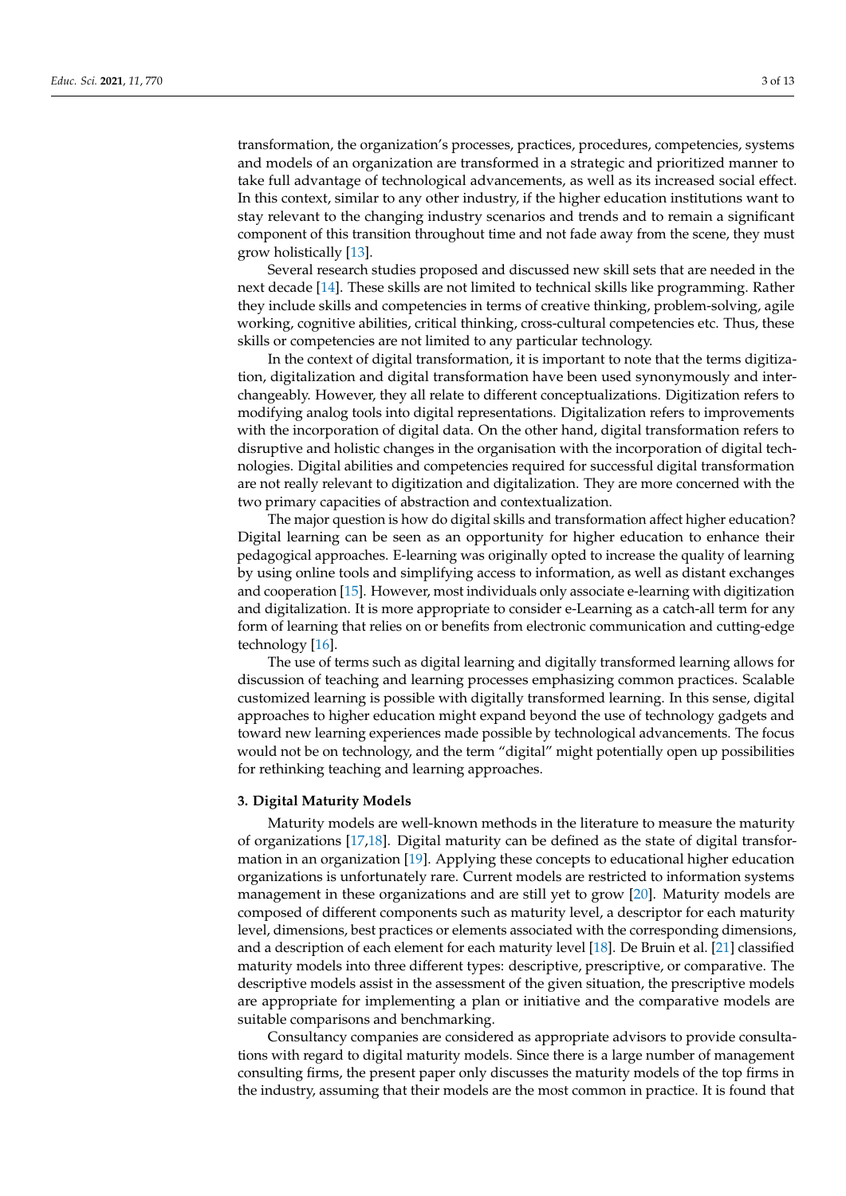transformation, the organization's processes, practices, procedures, competencies, systems and models of an organization are transformed in a strategic and prioritized manner to take full advantage of technological advancements, as well as its increased social effect. In this context, similar to any other industry, if the higher education institutions want to stay relevant to the changing industry scenarios and trends and to remain a significant component of this transition throughout time and not fade away from the scene, they must grow holistically [13].

Several research studies proposed and discussed new skill sets that are needed in the next decade [14]. These skills are not limited to technical skills like programming. Rather they include skills and competencies in terms of creative thinking, problem-solving, agile working, cognitive abilities, critical thinking, cross-cultural competencies etc. Thus, these skills or competencies are not limited to any particular technology.

In the context of digital transformation, it is important to note that the terms digitization, digitalization and digital transformation have been used synonymously and interchangeably. However, they all relate to different conceptualizations. Digitization refers to modifying analog tools into digital representations. Digitalization refers to improvements with the incorporation of digital data. On the other hand, digital transformation refers to disruptive and holistic changes in the organisation with the incorporation of digital technologies. Digital abilities and competencies required for successful digital transformation are not really relevant to digitization and digitalization. They are more concerned with the two primary capacities of abstraction and contextualization.

The major question is how do digital skills and transformation affect higher education? Digital learning can be seen as an opportunity for higher education to enhance their pedagogical approaches. E-learning was originally opted to increase the quality of learning by using online tools and simplifying access to information, as well as distant exchanges and cooperation [15]. However, most individuals only associate e-learning with digitization and digitalization. It is more appropriate to consider e-Learning as a catch-all term for any form of learning that relies on or benefits from electronic communication and cutting-edge technology [16].

The use of terms such as digital learning and digitally transformed learning allows for discussion of teaching and learning processes emphasizing common practices. Scalable customized learning is possible with digitally transformed learning. In this sense, digital approaches to higher education might expand beyond the use of technology gadgets and toward new learning experiences made possible by technological advancements. The focus would not be on technology, and the term "digital" might potentially open up possibilities for rethinking teaching and learning approaches.

## 3. Digital Maturity Models

Maturity models are well-known methods in the literature to measure the maturity of organizations [17,18]. Digital maturity can be defined as the state of digital transformation in an organization [19]. Applying these concepts to educational higher education organizations is unfortunately rare. Current models are restricted to information systems management in these organizations and are still yet to grow [20]. Maturity models are composed of different components such as maturity level, a descriptor for each maturity level, dimensions, best practices or elements associated with the corresponding dimensions, and a description of each element for each maturity level [18]. De Bruin et al. [21] classified maturity models into three different types: descriptive, prescriptive, or comparative. The descriptive models assist in the assessment of the given situation, the prescriptive models are appropriate for implementing a plan or initiative and the comparative models are suitable comparisons and benchmarking.

Consultancy companies are considered as appropriate advisors to provide consultations with regard to digital maturity models. Since there is a large number of management consulting firms, the present paper only discusses the maturity models of the top firms in the industry, assuming that their models are the most common in practice. It is found that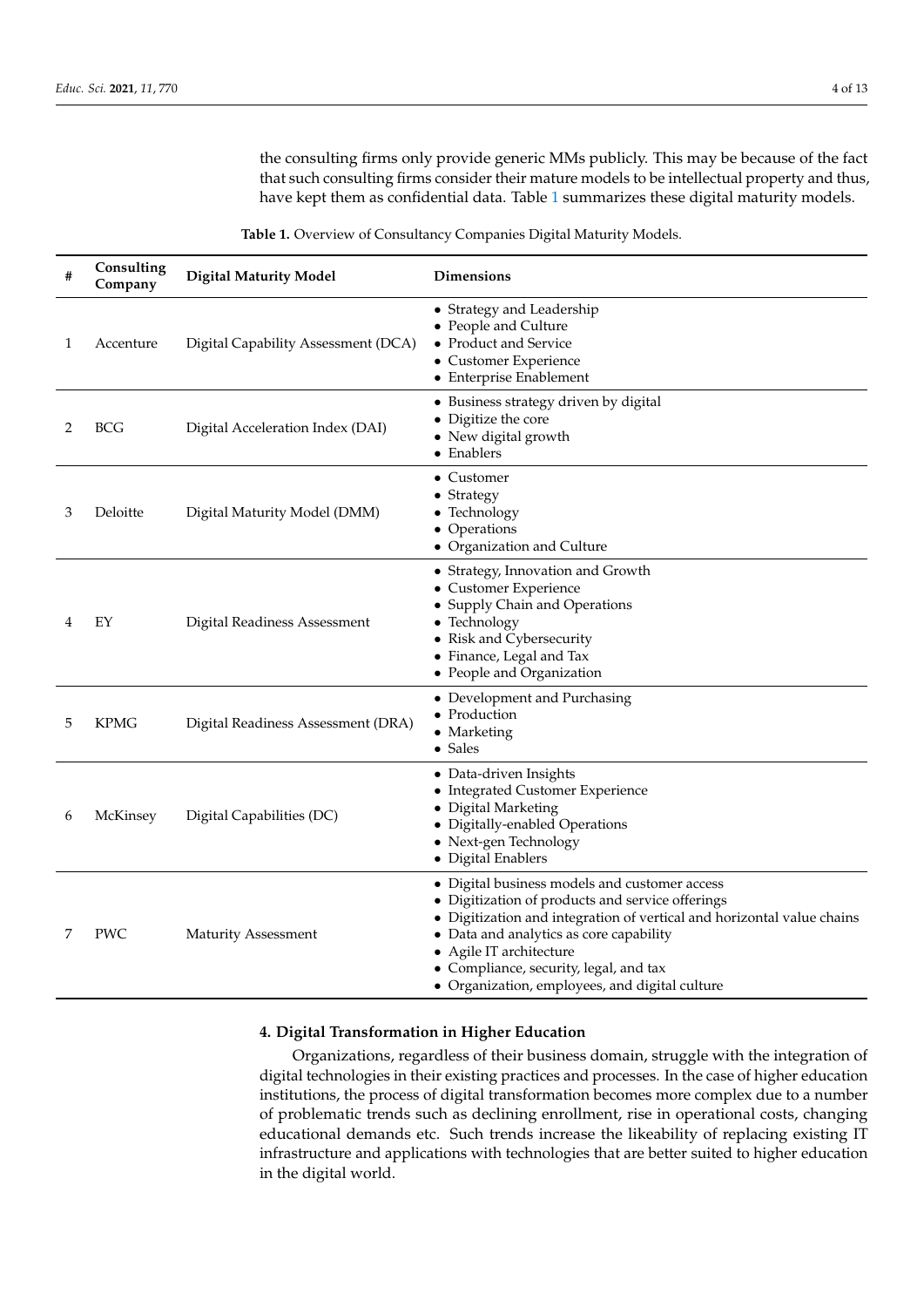the consulting firms only provide generic MMs publicly. This may be because of the fact that such consulting firms consider their mature models to be intellectual property and thus, have kept them as confidential data. Table 1 summarizes these digital maturity models.

**Table 1.** Overview of Consultancy Companies Digital Maturity Models.

| # | Consulting Company | Digital Maturity Model | Dimensions |
|---|---|---|---|
| 1 | Accenture | Digital Capability Assessment (DCA) | • Strategy and Leadership<br>• People and Culture<br>• Product and Service<br>• Customer Experience<br>• Enterprise Enablement |
| 2 | BCG | Digital Acceleration Index (DAI) | • Business strategy driven by digital<br>• Digitize the core<br>• New digital growth<br>• Enablers |
| 3 | Deloitte | Digital Maturity Model (DMM) | • Customer<br>• Strategy<br>• Technology<br>• Operations<br>• Organization and Culture |
| 4 | EY | Digital Readiness Assessment | • Strategy, Innovation and Growth<br>• Customer Experience<br>• Supply Chain and Operations<br>• Technology<br>• Risk and Cybersecurity<br>• Finance, Legal and Tax<br>• People and Organization |
| 5 | KPMG | Digital Readiness Assessment (DRA) | • Development and Purchasing<br>• Production<br>• Marketing<br>• Sales |
| 6 | McKinsey | Digital Capabilities (DC) | • Data-driven Insights<br>• Integrated Customer Experience<br>• Digital Marketing<br>• Digitally-enabled Operations<br>• Next-gen Technology<br>• Digital Enablers |
| 7 | PWC | Maturity Assessment | • Digital business models and customer access<br>• Digitization of products and service offerings<br>• Digitization and integration of vertical and horizontal value chains<br>• Data and analytics as core capability<br>• Agile IT architecture<br>• Compliance, security, legal, and tax<br>• Organization, employees, and digital culture |

## 4. Digital Transformation in Higher Education

Organizations, regardless of their business domain, struggle with the integration of digital technologies in their existing practices and processes. In the case of higher education institutions, the process of digital transformation becomes more complex due to a number of problematic trends such as declining enrollment, rise in operational costs, changing educational demands etc. Such trends increase the likeability of replacing existing IT infrastructure and applications with technologies that are better suited to higher education in the digital world.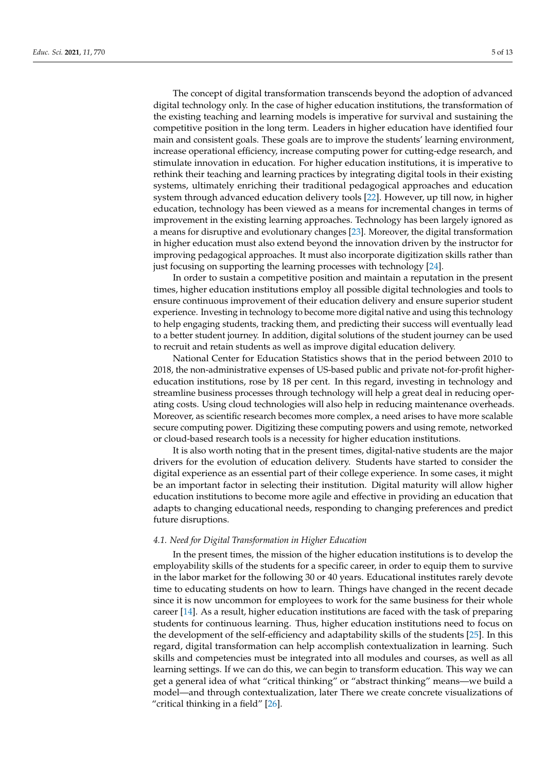The concept of digital transformation transcends beyond the adoption of advanced digital technology only. In the case of higher education institutions, the transformation of the existing teaching and learning models is imperative for survival and sustaining the competitive position in the long term. Leaders in higher education have identified four main and consistent goals. These goals are to improve the students' learning environment, increase operational efficiency, increase computing power for cutting-edge research, and stimulate innovation in education. For higher education institutions, it is imperative to rethink their teaching and learning practices by integrating digital tools in their existing systems, ultimately enriching their traditional pedagogical approaches and education system through advanced education delivery tools [22]. However, up till now, in higher education, technology has been viewed as a means for incremental changes in terms of improvement in the existing learning approaches. Technology has been largely ignored as a means for disruptive and evolutionary changes [23]. Moreover, the digital transformation in higher education must also extend beyond the innovation driven by the instructor for improving pedagogical approaches. It must also incorporate digitization skills rather than just focusing on supporting the learning processes with technology [24].

In order to sustain a competitive position and maintain a reputation in the present times, higher education institutions employ all possible digital technologies and tools to ensure continuous improvement of their education delivery and ensure superior student experience. Investing in technology to become more digital native and using this technology to help engaging students, tracking them, and predicting their success will eventually lead to a better student journey. In addition, digital solutions of the student journey can be used to recruit and retain students as well as improve digital education delivery.

National Center for Education Statistics shows that in the period between 2010 to 2018, the non-administrative expenses of US-based public and private not-for-profit higher-education institutions, rose by 18 per cent. In this regard, investing in technology and streamline business processes through technology will help a great deal in reducing operating costs. Using cloud technologies will also help in reducing maintenance overheads. Moreover, as scientific research becomes more complex, a need arises to have more scalable secure computing power. Digitizing these computing powers and using remote, networked or cloud-based research tools is a necessity for higher education institutions.

It is also worth noting that in the present times, digital-native students are the major drivers for the evolution of education delivery. Students have started to consider the digital experience as an essential part of their college experience. In some cases, it might be an important factor in selecting their institution. Digital maturity will allow higher education institutions to become more agile and effective in providing an education that adapts to changing educational needs, responding to changing preferences and predict future disruptions.

### *4.1. Need for Digital Transformation in Higher Education*

In the present times, the mission of the higher education institutions is to develop the employability skills of the students for a specific career, in order to equip them to survive in the labor market for the following 30 or 40 years. Educational institutes rarely devote time to educating students on how to learn. Things have changed in the recent decade since it is now uncommon for employees to work for the same business for their whole career [14]. As a result, higher education institutions are faced with the task of preparing students for continuous learning. Thus, higher education institutions need to focus on the development of the self-efficiency and adaptability skills of the students [25]. In this regard, digital transformation can help accomplish contextualization in learning. Such skills and competencies must be integrated into all modules and courses, as well as all learning settings. If we can do this, we can begin to transform education. This way we can get a general idea of what "critical thinking" or "abstract thinking" means—we build a model—and through contextualization, later There we create concrete visualizations of "critical thinking in a field" [26].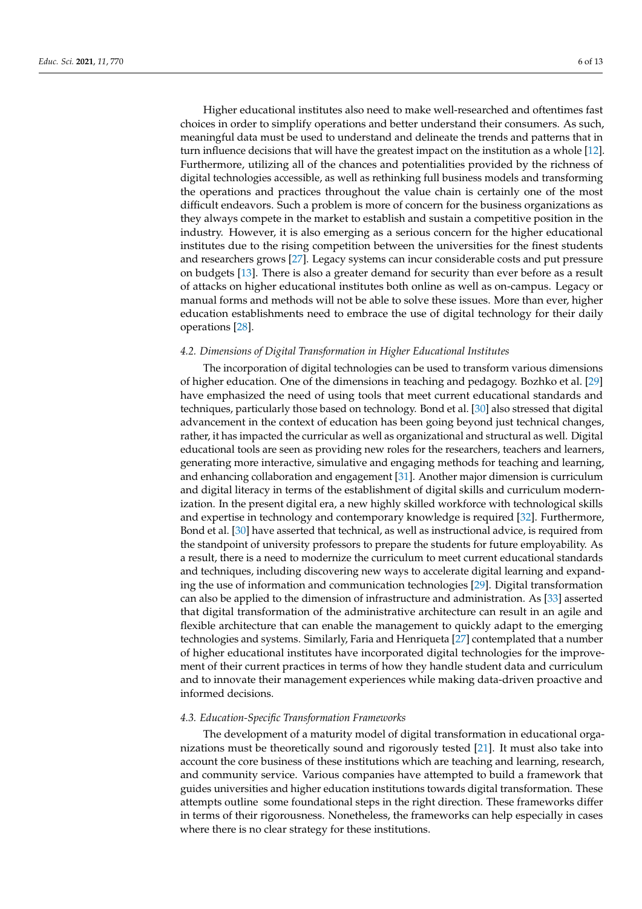Higher educational institutes also need to make well-researched and oftentimes fast choices in order to simplify operations and better understand their consumers. As such, meaningful data must be used to understand and delineate the trends and patterns that in turn influence decisions that will have the greatest impact on the institution as a whole [12]. Furthermore, utilizing all of the chances and potentialities provided by the richness of digital technologies accessible, as well as rethinking full business models and transforming the operations and practices throughout the value chain is certainly one of the most difficult endeavors. Such a problem is more of concern for the business organizations as they always compete in the market to establish and sustain a competitive position in the industry. However, it is also emerging as a serious concern for the higher educational institutes due to the rising competition between the universities for the finest students and researchers grows [27]. Legacy systems can incur considerable costs and put pressure on budgets [13]. There is also a greater demand for security than ever before as a result of attacks on higher educational institutes both online as well as on-campus. Legacy or manual forms and methods will not be able to solve these issues. More than ever, higher education establishments need to embrace the use of digital technology for their daily operations [28].

### 4.2. Dimensions of Digital Transformation in Higher Educational Institutes

The incorporation of digital technologies can be used to transform various dimensions of higher education. One of the dimensions in teaching and pedagogy. Bozhko et al. [29] have emphasized the need of using tools that meet current educational standards and techniques, particularly those based on technology. Bond et al. [30] also stressed that digital advancement in the context of education has been going beyond just technical changes, rather, it has impacted the curricular as well as organizational and structural as well. Digital educational tools are seen as providing new roles for the researchers, teachers and learners, generating more interactive, simulative and engaging methods for teaching and learning, and enhancing collaboration and engagement [31]. Another major dimension is curriculum and digital literacy in terms of the establishment of digital skills and curriculum modernization. In the present digital era, a new highly skilled workforce with technological skills and expertise in technology and contemporary knowledge is required [32]. Furthermore, Bond et al. [30] have asserted that technical, as well as instructional advice, is required from the standpoint of university professors to prepare the students for future employability. As a result, there is a need to modernize the curriculum to meet current educational standards and techniques, including discovering new ways to accelerate digital learning and expanding the use of information and communication technologies [29]. Digital transformation can also be applied to the dimension of infrastructure and administration. As [33] asserted that digital transformation of the administrative architecture can result in an agile and flexible architecture that can enable the management to quickly adapt to the emerging technologies and systems. Similarly, Faria and Henriqueta [27] contemplated that a number of higher educational institutes have incorporated digital technologies for the improvement of their current practices in terms of how they handle student data and curriculum and to innovate their management experiences while making data-driven proactive and informed decisions.

### 4.3. Education-Specific Transformation Frameworks

The development of a maturity model of digital transformation in educational organizations must be theoretically sound and rigorously tested [21]. It must also take into account the core business of these institutions which are teaching and learning, research, and community service. Various companies have attempted to build a framework that guides universities and higher education institutions towards digital transformation. These attempts outline some foundational steps in the right direction. These frameworks differ in terms of their rigorousness. Nonetheless, the frameworks can help especially in cases where there is no clear strategy for these institutions.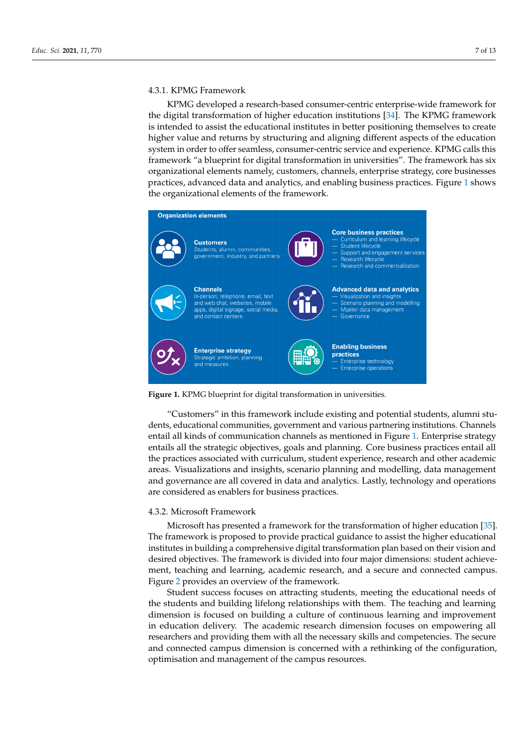#### 4.3.1. KPMG Framework

KPMG developed a research-based consumer-centric enterprise-wide framework for the digital transformation of higher education institutions [34]. The KPMG framework is intended to assist the educational institutes in better positioning themselves to create higher value and returns by structuring and aligning different aspects of the education system in order to offer seamless, consumer-centric service and experience. KPMG calls this framework "a blueprint for digital transformation in universities". The framework has six organizational elements namely, customers, channels, enterprise strategy, core businesses practices, advanced data and analytics, and enabling business practices. Figure 1 shows the organizational elements of the framework.

Organization elements

Customers
Students, alumni, communities, government, industry, and partners

Core business practices
— Curriculum and learning lifecycle
— Student lifecycle
— Support and engagement services
— Research lifecycle
— Research and commercialization

Channels
In-person, telephone, email, text and web chat, websites, mobile apps, digital signage, social media, and contact centers

Advanced data and analytics
— Visualization and insights
— Scenario planning and modelling
— Master data management
— Governance

Enterprise strategy
Strategic ambition, planning and measures

Enabling business practices
— Enterprise technology
— Enterprise operations

**Figure 1.** KPMG blueprint for digital transformation in universities.

"Customers" in this framework include existing and potential students, alumni students, educational communities, government and various partnering institutions. Channels entail all kinds of communication channels as mentioned in Figure 1. Enterprise strategy entails all the strategic objectives, goals and planning. Core business practices entail all the practices associated with curriculum, student experience, research and other academic areas. Visualizations and insights, scenario planning and modelling, data management and governance are all covered in data and analytics. Lastly, technology and operations are considered as enablers for business practices.

#### 4.3.2. Microsoft Framework

Microsoft has presented a framework for the transformation of higher education [35]. The framework is proposed to provide practical guidance to assist the higher educational institutes in building a comprehensive digital transformation plan based on their vision and desired objectives. The framework is divided into four major dimensions: student achievement, teaching and learning, academic research, and a secure and connected campus. Figure 2 provides an overview of the framework.

Student success focuses on attracting students, meeting the educational needs of the students and building lifelong relationships with them. The teaching and learning dimension is focused on building a culture of continuous learning and improvement in education delivery. The academic research dimension focuses on empowering all researchers and providing them with all the necessary skills and competencies. The secure and connected campus dimension is concerned with a rethinking of the configuration, optimisation and management of the campus resources.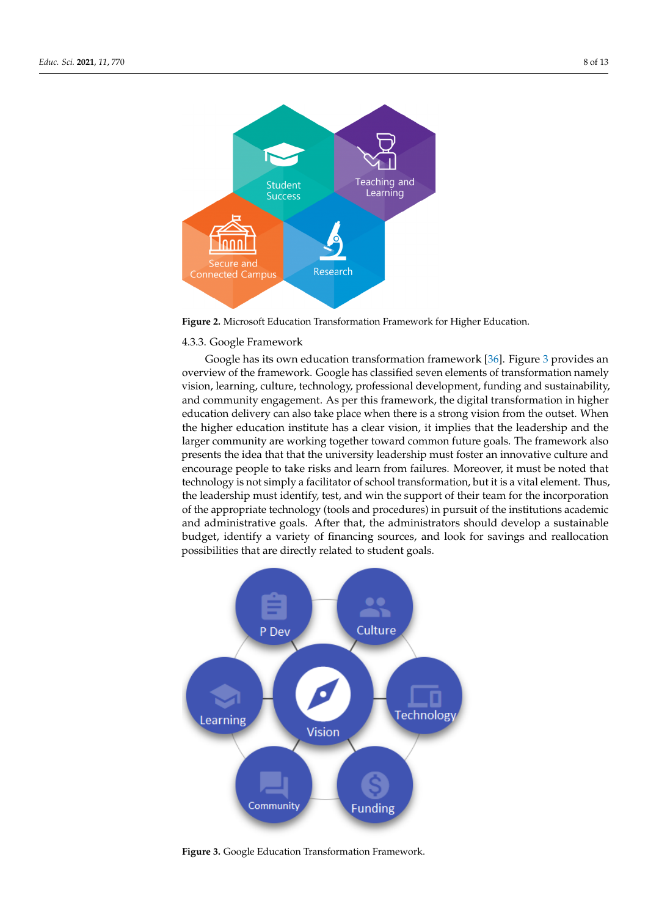Student Success
Teaching and Learning
Secure and Connected Campus
Research

**Figure 2.** Microsoft Education Transformation Framework for Higher Education.

#### 4.3.3. Google Framework

Google has its own education transformation framework [36]. Figure 3 provides an overview of the framework. Google has classified seven elements of transformation namely vision, learning, culture, technology, professional development, funding and sustainability, and community engagement. As per this framework, the digital transformation in higher education delivery can also take place when there is a strong vision from the outset. When the higher education institute has a clear vision, it implies that the leadership and the larger community are working together toward common future goals. The framework also presents the idea that that the university leadership must foster an innovative culture and encourage people to take risks and learn from failures. Moreover, it must be noted that technology is not simply a facilitator of school transformation, but it is a vital element. Thus, the leadership must identify, test, and win the support of their team for the incorporation of the appropriate technology (tools and procedures) in pursuit of the institutions academic and administrative goals. After that, the administrators should develop a sustainable budget, identify a variety of financing sources, and look for savings and reallocation possibilities that are directly related to student goals.

P Dev
Culture
Learning
Vision
Technology
Community
Funding

**Figure 3.** Google Education Transformation Framework.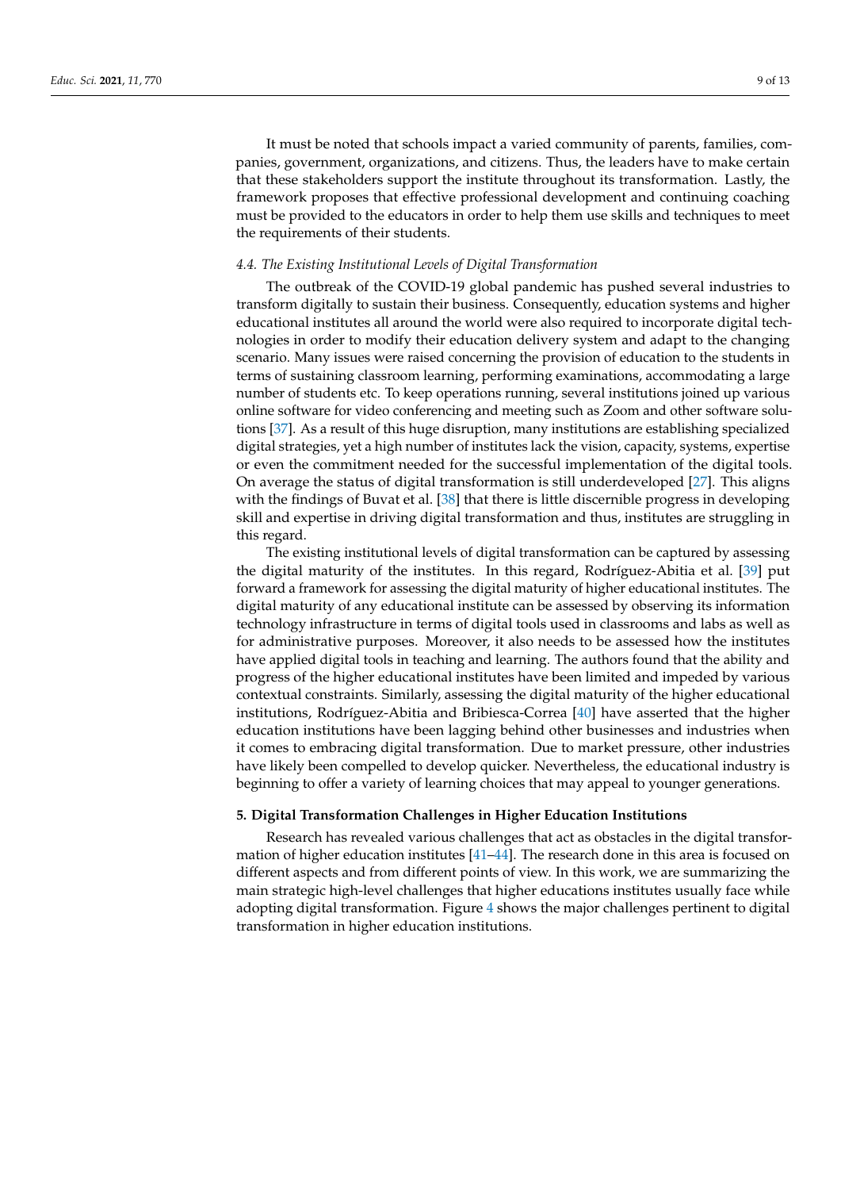It must be noted that schools impact a varied community of parents, families, companies, government, organizations, and citizens. Thus, the leaders have to make certain that these stakeholders support the institute throughout its transformation. Lastly, the framework proposes that effective professional development and continuing coaching must be provided to the educators in order to help them use skills and techniques to meet the requirements of their students.

### *4.4. The Existing Institutional Levels of Digital Transformation*

The outbreak of the COVID-19 global pandemic has pushed several industries to transform digitally to sustain their business. Consequently, education systems and higher educational institutes all around the world were also required to incorporate digital technologies in order to modify their education delivery system and adapt to the changing scenario. Many issues were raised concerning the provision of education to the students in terms of sustaining classroom learning, performing examinations, accommodating a large number of students etc. To keep operations running, several institutions joined up various online software for video conferencing and meeting such as Zoom and other software solutions [37]. As a result of this huge disruption, many institutions are establishing specialized digital strategies, yet a high number of institutes lack the vision, capacity, systems, expertise or even the commitment needed for the successful implementation of the digital tools. On average the status of digital transformation is still underdeveloped [27]. This aligns with the findings of Buvat et al. [38] that there is little discernible progress in developing skill and expertise in driving digital transformation and thus, institutes are struggling in this regard.

The existing institutional levels of digital transformation can be captured by assessing the digital maturity of the institutes. In this regard, Rodríguez-Abitia et al. [39] put forward a framework for assessing the digital maturity of higher educational institutes. The digital maturity of any educational institute can be assessed by observing its information technology infrastructure in terms of digital tools used in classrooms and labs as well as for administrative purposes. Moreover, it also needs to be assessed how the institutes have applied digital tools in teaching and learning. The authors found that the ability and progress of the higher educational institutes have been limited and impeded by various contextual constraints. Similarly, assessing the digital maturity of the higher educational institutions, Rodríguez-Abitia and Bribiesca-Correa [40] have asserted that the higher education institutions have been lagging behind other businesses and industries when it comes to embracing digital transformation. Due to market pressure, other industries have likely been compelled to develop quicker. Nevertheless, the educational industry is beginning to offer a variety of learning choices that may appeal to younger generations.

## **5. Digital Transformation Challenges in Higher Education Institutions**

Research has revealed various challenges that act as obstacles in the digital transformation of higher education institutes [41–44]. The research done in this area is focused on different aspects and from different points of view. In this work, we are summarizing the main strategic high-level challenges that higher educations institutes usually face while adopting digital transformation. Figure 4 shows the major challenges pertinent to digital transformation in higher education institutions.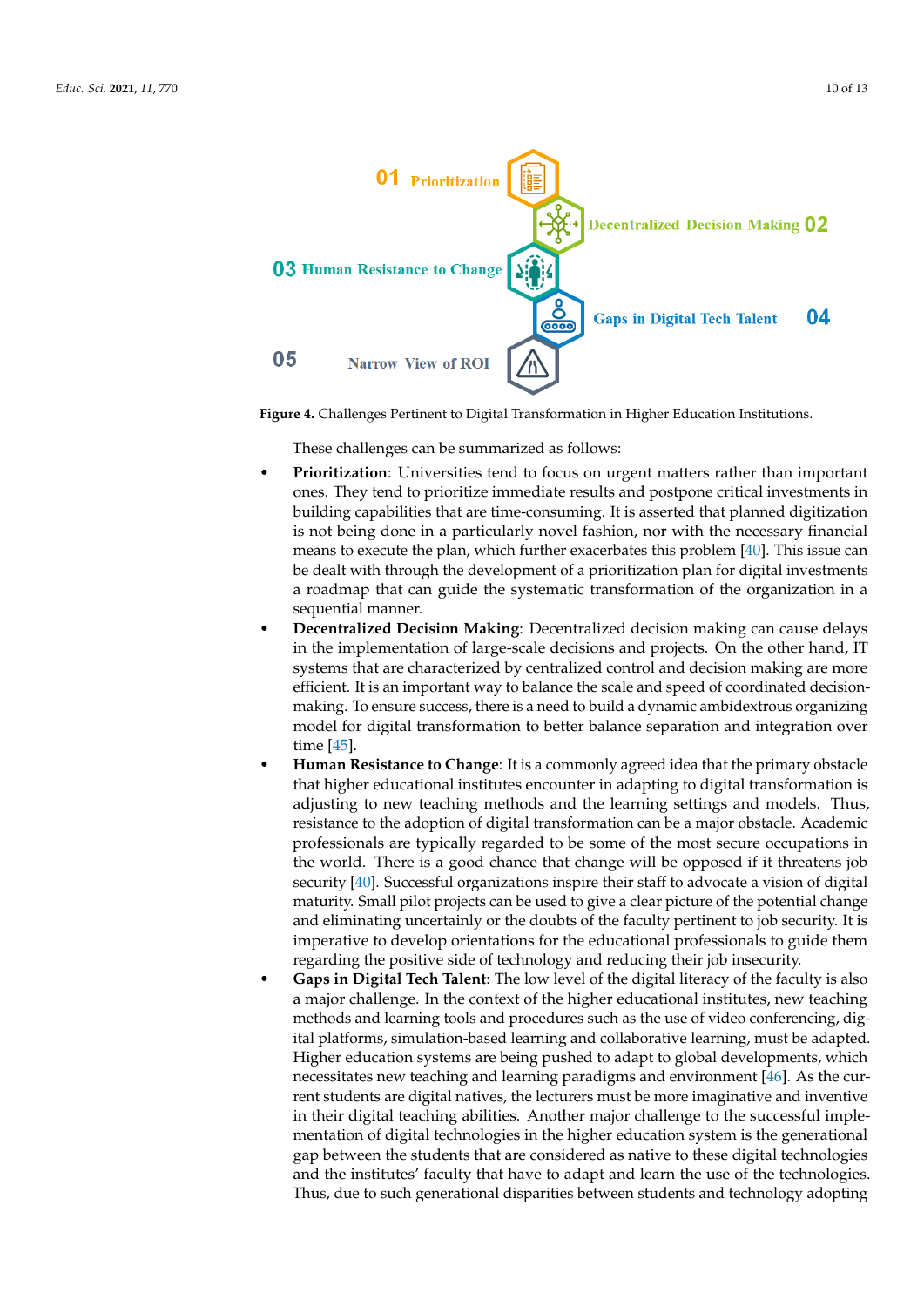01 Prioritization

Decentralized Decision Making 02

03 Human Resistance to Change

Gaps in Digital Tech Talent 04

05 Narrow View of ROI

**Figure 4.** Challenges Pertinent to Digital Transformation in Higher Education Institutions.

These challenges can be summarized as follows:

- **Prioritization**: Universities tend to focus on urgent matters rather than important ones. They tend to prioritize immediate results and postpone critical investments in building capabilities that are time-consuming. It is asserted that planned digitization is not being done in a particularly novel fashion, nor with the necessary financial means to execute the plan, which further exacerbates this problem [40]. This issue can be dealt with through the development of a prioritization plan for digital investments a roadmap that can guide the systematic transformation of the organization in a sequential manner.
- **Decentralized Decision Making**: Decentralized decision making can cause delays in the implementation of large-scale decisions and projects. On the other hand, IT systems that are characterized by centralized control and decision making are more efficient. It is an important way to balance the scale and speed of coordinated decision-making. To ensure success, there is a need to build a dynamic ambidextrous organizing model for digital transformation to better balance separation and integration over time [45].
- **Human Resistance to Change**: It is a commonly agreed idea that the primary obstacle that higher educational institutes encounter in adapting to digital transformation is adjusting to new teaching methods and the learning settings and models. Thus, resistance to the adoption of digital transformation can be a major obstacle. Academic professionals are typically regarded to be some of the most secure occupations in the world. There is a good chance that change will be opposed if it threatens job security [40]. Successful organizations inspire their staff to advocate a vision of digital maturity. Small pilot projects can be used to give a clear picture of the potential change and eliminating uncertainly or the doubts of the faculty pertinent to job security. It is imperative to develop orientations for the educational professionals to guide them regarding the positive side of technology and reducing their job insecurity.
- **Gaps in Digital Tech Talent**: The low level of the digital literacy of the faculty is also a major challenge. In the context of the higher educational institutes, new teaching methods and learning tools and procedures such as the use of video conferencing, digital platforms, simulation-based learning and collaborative learning, must be adapted. Higher education systems are being pushed to adapt to global developments, which necessitates new teaching and learning paradigms and environment [46]. As the current students are digital natives, the lecturers must be more imaginative and inventive in their digital teaching abilities. Another major challenge to the successful implementation of digital technologies in the higher education system is the generational gap between the students that are considered as native to these digital technologies and the institutes' faculty that have to adapt and learn the use of the technologies. Thus, due to such generational disparities between students and technology adopting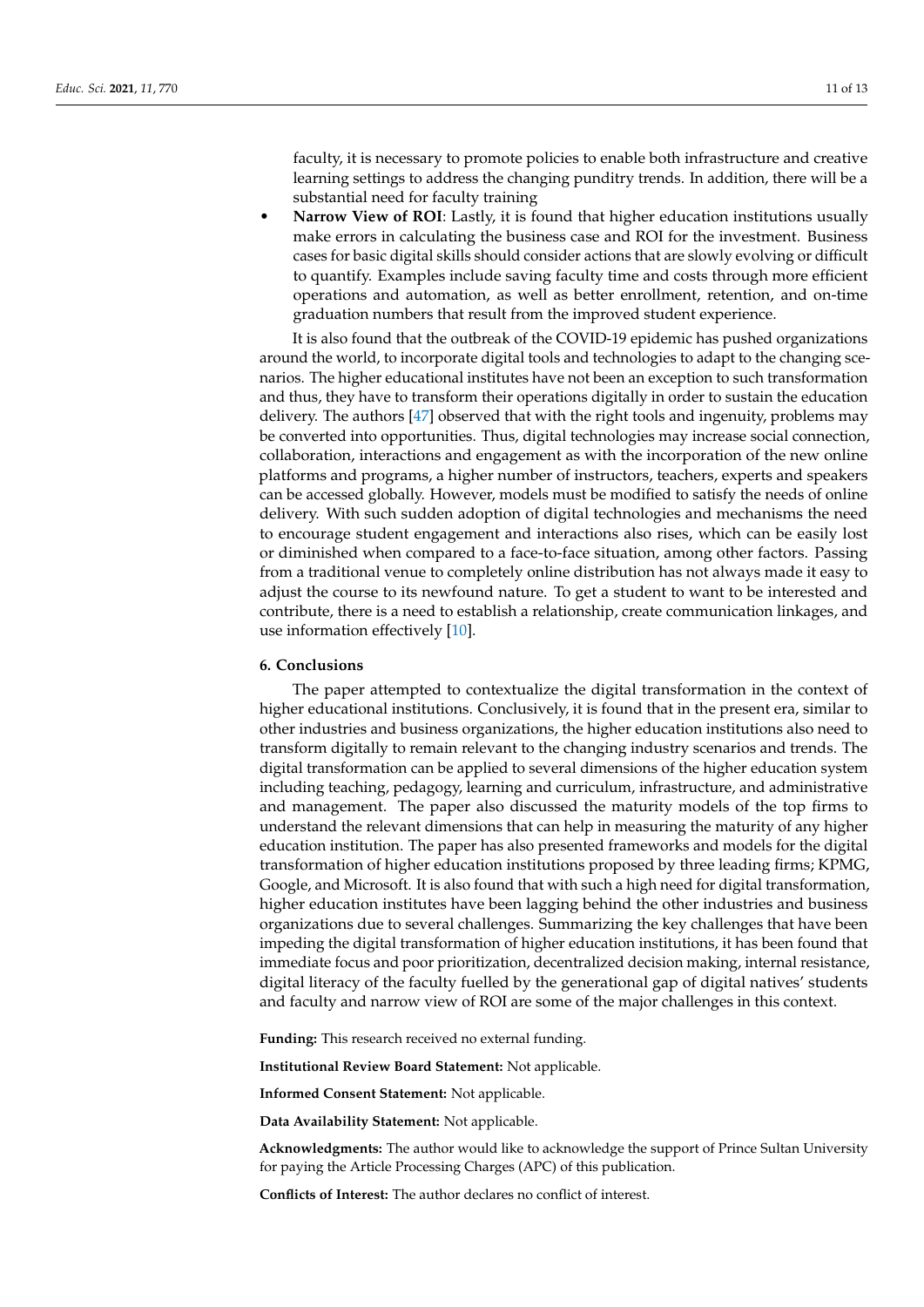faculty, it is necessary to promote policies to enable both infrastructure and creative learning settings to address the changing punditry trends. In addition, there will be a substantial need for faculty training

- **Narrow View of ROI**: Lastly, it is found that higher education institutions usually make errors in calculating the business case and ROI for the investment. Business cases for basic digital skills should consider actions that are slowly evolving or difficult to quantify. Examples include saving faculty time and costs through more efficient operations and automation, as well as better enrollment, retention, and on-time graduation numbers that result from the improved student experience.

It is also found that the outbreak of the COVID-19 epidemic has pushed organizations around the world, to incorporate digital tools and technologies to adapt to the changing scenarios. The higher educational institutes have not been an exception to such transformation and thus, they have to transform their operations digitally in order to sustain the education delivery. The authors [47] observed that with the right tools and ingenuity, problems may be converted into opportunities. Thus, digital technologies may increase social connection, collaboration, interactions and engagement as with the incorporation of the new online platforms and programs, a higher number of instructors, teachers, experts and speakers can be accessed globally. However, models must be modified to satisfy the needs of online delivery. With such sudden adoption of digital technologies and mechanisms the need to encourage student engagement and interactions also rises, which can be easily lost or diminished when compared to a face-to-face situation, among other factors. Passing from a traditional venue to completely online distribution has not always made it easy to adjust the course to its newfound nature. To get a student to want to be interested and contribute, there is a need to establish a relationship, create communication linkages, and use information effectively [10].

## 6. Conclusions

The paper attempted to contextualize the digital transformation in the context of higher educational institutions. Conclusively, it is found that in the present era, similar to other industries and business organizations, the higher education institutions also need to transform digitally to remain relevant to the changing industry scenarios and trends. The digital transformation can be applied to several dimensions of the higher education system including teaching, pedagogy, learning and curriculum, infrastructure, and administrative and management. The paper also discussed the maturity models of the top firms to understand the relevant dimensions that can help in measuring the maturity of any higher education institution. The paper has also presented frameworks and models for the digital transformation of higher education institutions proposed by three leading firms; KPMG, Google, and Microsoft. It is also found that with such a high need for digital transformation, higher education institutes have been lagging behind the other industries and business organizations due to several challenges. Summarizing the key challenges that have been impeding the digital transformation of higher education institutions, it has been found that immediate focus and poor prioritization, decentralized decision making, internal resistance, digital literacy of the faculty fuelled by the generational gap of digital natives' students and faculty and narrow view of ROI are some of the major challenges in this context.

**Funding:** This research received no external funding.

**Institutional Review Board Statement:** Not applicable.

**Informed Consent Statement:** Not applicable.

**Data Availability Statement:** Not applicable.

**Acknowledgments:** The author would like to acknowledge the support of Prince Sultan University for paying the Article Processing Charges (APC) of this publication.

**Conflicts of Interest:** The author declares no conflict of interest.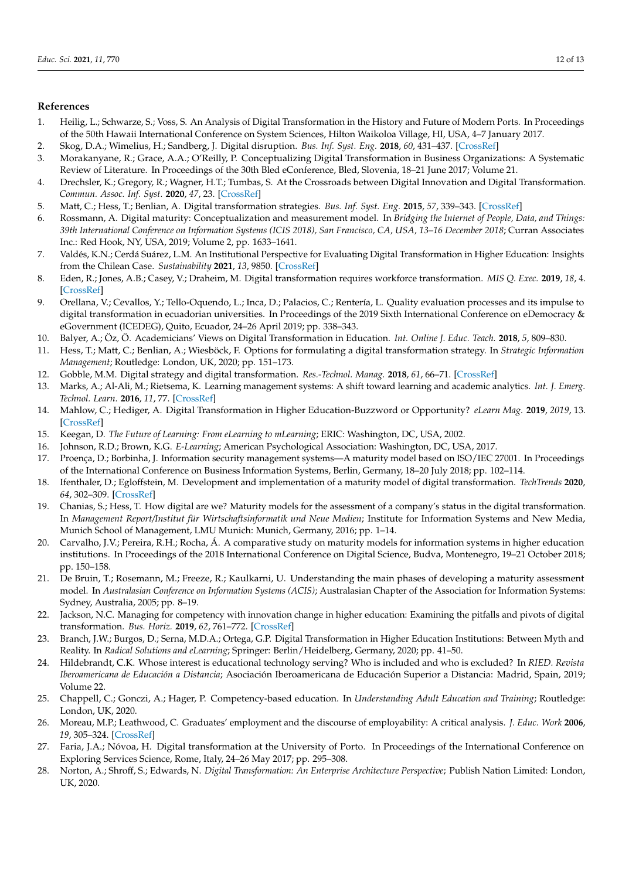## References

1. Heilig, L.; Schwarze, S.; Voss, S. An Analysis of Digital Transformation in the History and Future of Modern Ports. In Proceedings of the 50th Hawaii International Conference on System Sciences, Hilton Waikoloa Village, HI, USA, 4–7 January 2017.
2. Skog, D.A.; Wimelius, H.; Sandberg, J. Digital disruption. *Bus. Inf. Syst. Eng.* **2018**, *60*, 431–437. [CrossRef]
3. Morakanyane, R.; Grace, A.A.; O'Reilly, P. Conceptualizing Digital Transformation in Business Organizations: A Systematic Review of Literature. In Proceedings of the 30th Bled eConference, Bled, Slovenia, 18–21 June 2017; Volume 21.
4. Drechsler, K.; Gregory, R.; Wagner, H.T.; Tumbas, S. At the Crossroads between Digital Innovation and Digital Transformation. *Commun. Assoc. Inf. Syst.* **2020**, *47*, 23. [CrossRef]
5. Matt, C.; Hess, T.; Benlian, A. Digital transformation strategies. *Bus. Inf. Syst. Eng.* **2015**, *57*, 339–343. [CrossRef]
6. Rossmann, A. Digital maturity: Conceptualization and measurement model. In *Bridging the Internet of People, Data, and Things: 39th International Conference on Information Systems (ICIS 2018), San Francisco, CA, USA, 13–16 December 2018*; Curran Associates Inc.: Red Hook, NY, USA, 2019; Volume 2, pp. 1633–1641.
7. Valdés, K.N.; Cerdá Suárez, L.M. An Institutional Perspective for Evaluating Digital Transformation in Higher Education: Insights from the Chilean Case. *Sustainability* **2021**, *13*, 9850. [CrossRef]
8. Eden, R.; Jones, A.B.; Casey, V.; Draheim, M. Digital transformation requires workforce transformation. *MIS Q. Exec.* **2019**, *18*, 4. [CrossRef]
9. Orellana, V.; Cevallos, Y.; Tello-Oquendo, L.; Inca, D.; Palacios, C.; Rentería, L. Quality evaluation processes and its impulse to digital transformation in ecuadorian universities. In Proceedings of the 2019 Sixth International Conference on eDemocracy & eGovernment (ICEDEG), Quito, Ecuador, 24–26 April 2019; pp. 338–343.
10. Balyer, A.; Öz, Ö. Academicians' Views on Digital Transformation in Education. *Int. Online J. Educ. Teach.* **2018**, *5*, 809–830.
11. Hess, T.; Matt, C.; Benlian, A.; Wiesböck, F. Options for formulating a digital transformation strategy. In *Strategic Information Management*; Routledge: London, UK, 2020; pp. 151–173.
12. Gobble, M.M. Digital strategy and digital transformation. *Res.-Technol. Manag.* **2018**, *61*, 66–71. [CrossRef]
13. Marks, A.; Al-Ali, M.; Rietsema, K. Learning management systems: A shift toward learning and academic analytics. *Int. J. Emerg. Technol. Learn.* **2016**, *11*, 77. [CrossRef]
14. Mahlow, C.; Hediger, A. Digital Transformation in Higher Education-Buzzword or Opportunity? *eLearn Mag.* **2019**, *2019*, 13. [CrossRef]
15. Keegan, D. *The Future of Learning: From eLearning to mLearning*; ERIC: Washington, DC, USA, 2002.
16. Johnson, R.D.; Brown, K.G. *E-Learning*; American Psychological Association: Washington, DC, USA, 2017.
17. Proença, D.; Borbinha, J. Information security management systems—A maturity model based on ISO/IEC 27001. In Proceedings of the International Conference on Business Information Systems, Berlin, Germany, 18–20 July 2018; pp. 102–114.
18. Ifenthaler, D.; Egloffstein, M. Development and implementation of a maturity model of digital transformation. *TechTrends* **2020**, *64*, 302–309. [CrossRef]
19. Chanias, S.; Hess, T. How digital are we? Maturity models for the assessment of a company's status in the digital transformation. In *Management Report/Institut für Wirtschaftsinformatik und Neue Medien*; Institute for Information Systems and New Media, Munich School of Management, LMU Munich: Munich, Germany, 2016; pp. 1–14.
20. Carvalho, J.V.; Pereira, R.H.; Rocha, Á. A comparative study on maturity models for information systems in higher education institutions. In Proceedings of the 2018 International Conference on Digital Science, Budva, Montenegro, 19–21 October 2018; pp. 150–158.
21. De Bruin, T.; Rosemann, M.; Freeze, R.; Kaulkarni, U. Understanding the main phases of developing a maturity assessment model. In *Australasian Conference on Information Systems (ACIS)*; Australasian Chapter of the Association for Information Systems: Sydney, Australia, 2005; pp. 8–19.
22. Jackson, N.C. Managing for competency with innovation change in higher education: Examining the pitfalls and pivots of digital transformation. *Bus. Horiz.* **2019**, *62*, 761–772. [CrossRef]
23. Branch, J.W.; Burgos, D.; Serna, M.D.A.; Ortega, G.P. Digital Transformation in Higher Education Institutions: Between Myth and Reality. In *Radical Solutions and eLearning*; Springer: Berlin/Heidelberg, Germany, 2020; pp. 41–50.
24. Hildebrandt, C.K. Whose interest is educational technology serving? Who is included and who is excluded? In *RIED. Revista Iberoamericana de Educación a Distancia*; Asociación Iberoamericana de Educación Superior a Distancia: Madrid, Spain, 2019; Volume 22.
25. Chappell, C.; Gonczi, A.; Hager, P. Competency-based education. In *Understanding Adult Education and Training*; Routledge: London, UK, 2020.
26. Moreau, M.P.; Leathwood, C. Graduates' employment and the discourse of employability: A critical analysis. *J. Educ. Work* **2006**, *19*, 305–324. [CrossRef]
27. Faria, J.A.; Nóvoa, H. Digital transformation at the University of Porto. In Proceedings of the International Conference on Exploring Services Science, Rome, Italy, 24–26 May 2017; pp. 295–308.
28. Norton, A.; Shroff, S.; Edwards, N. *Digital Transformation: An Enterprise Architecture Perspective*; Publish Nation Limited: London, UK, 2020.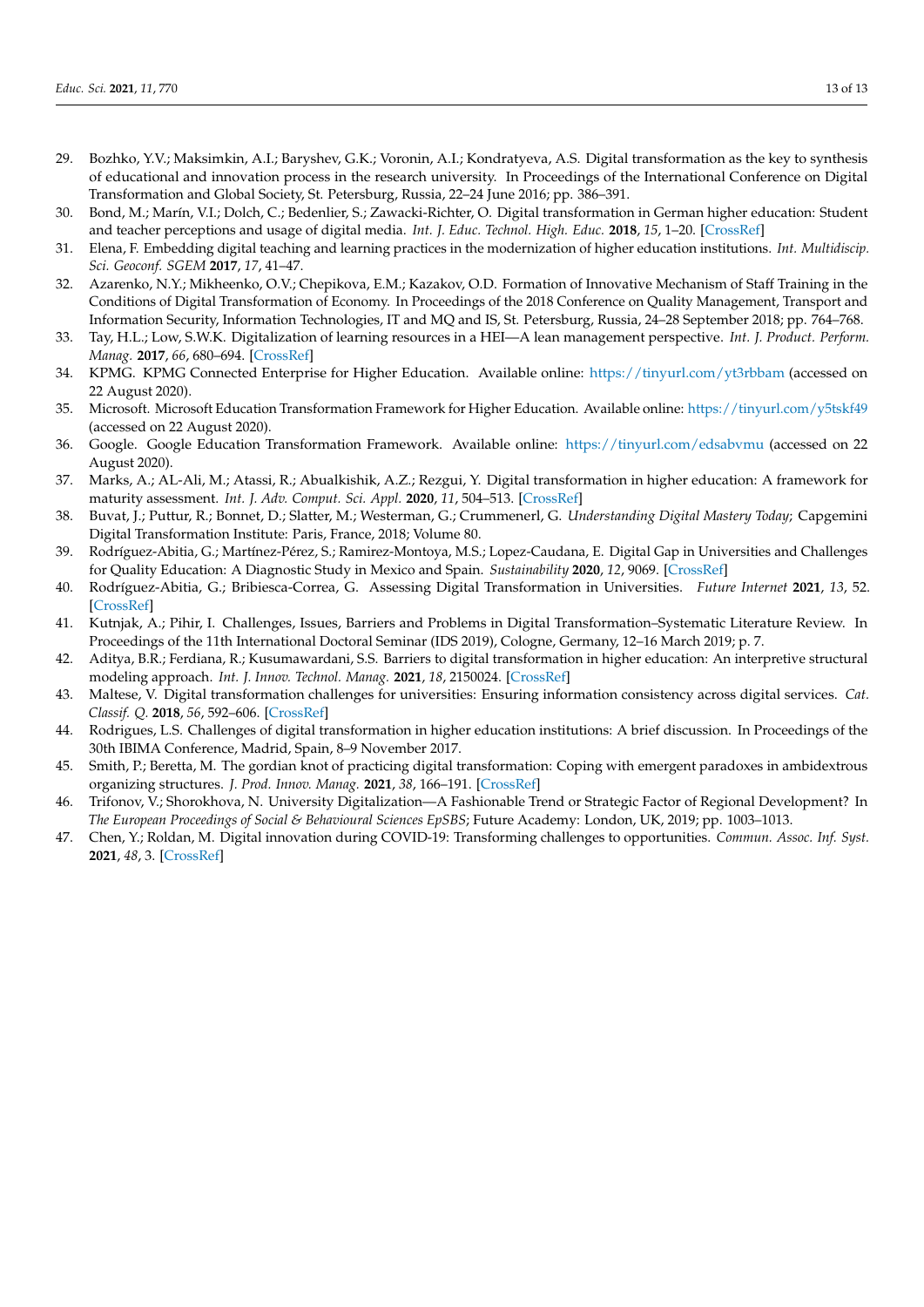29. Bozhko, Y.V.; Maksimkin, A.I.; Baryshev, G.K.; Voronin, A.I.; Kondratyeva, A.S. Digital transformation as the key to synthesis of educational and innovation process in the research university. In Proceedings of the International Conference on Digital Transformation and Global Society, St. Petersburg, Russia, 22–24 June 2016; pp. 386–391.
30. Bond, M.; Marín, V.I.; Dolch, C.; Bedenlier, S.; Zawacki-Richter, O. Digital transformation in German higher education: Student and teacher perceptions and usage of digital media. *Int. J. Educ. Technol. High. Educ.* **2018**, *15*, 1–20. [CrossRef]
31. Elena, F. Embedding digital teaching and learning practices in the modernization of higher education institutions. *Int. Multidiscip. Sci. Geoconf. SGEM* **2017**, *17*, 41–47.
32. Azarenko, N.Y.; Mikheenko, O.V.; Chepikova, E.M.; Kazakov, O.D. Formation of Innovative Mechanism of Staff Training in the Conditions of Digital Transformation of Economy. In Proceedings of the 2018 Conference on Quality Management, Transport and Information Security, Information Technologies, IT and MQ and IS, St. Petersburg, Russia, 24–28 September 2018; pp. 764–768.
33. Tay, H.L.; Low, S.W.K. Digitalization of learning resources in a HEI—A lean management perspective. *Int. J. Product. Perform. Manag.* **2017**, *66*, 680–694. [CrossRef]
34. KPMG. KPMG Connected Enterprise for Higher Education. Available online: https://tinyurl.com/yt3rbbam (accessed on 22 August 2020).
35. Microsoft. Microsoft Education Transformation Framework for Higher Education. Available online: https://tinyurl.com/y5tskf49 (accessed on 22 August 2020).
36. Google. Google Education Transformation Framework. Available online: https://tinyurl.com/edsabvmu (accessed on 22 August 2020).
37. Marks, A.; AL-Ali, M.; Atassi, R.; Abualkishik, A.Z.; Rezgui, Y. Digital transformation in higher education: A framework for maturity assessment. *Int. J. Adv. Comput. Sci. Appl.* **2020**, *11*, 504–513. [CrossRef]
38. Buvat, J.; Puttur, R.; Bonnet, D.; Slatter, M.; Westerman, G.; Crummenerl, G. *Understanding Digital Mastery Today*; Capgemini Digital Transformation Institute: Paris, France, 2018; Volume 80.
39. Rodríguez-Abitia, G.; Martínez-Pérez, S.; Ramirez-Montoya, M.S.; Lopez-Caudana, E. Digital Gap in Universities and Challenges for Quality Education: A Diagnostic Study in Mexico and Spain. *Sustainability* **2020**, *12*, 9069. [CrossRef]
40. Rodríguez-Abitia, G.; Bribiesca-Correa, G. Assessing Digital Transformation in Universities. *Future Internet* **2021**, *13*, 52. [CrossRef]
41. Kutnjak, A.; Pihir, I. Challenges, Issues, Barriers and Problems in Digital Transformation–Systematic Literature Review. In Proceedings of the 11th International Doctoral Seminar (IDS 2019), Cologne, Germany, 12–16 March 2019; p. 7.
42. Aditya, B.R.; Ferdiana, R.; Kusumawardani, S.S. Barriers to digital transformation in higher education: An interpretive structural modeling approach. *Int. J. Innov. Technol. Manag.* **2021**, *18*, 2150024. [CrossRef]
43. Maltese, V. Digital transformation challenges for universities: Ensuring information consistency across digital services. *Cat. Classif. Q.* **2018**, *56*, 592–606. [CrossRef]
44. Rodrigues, L.S. Challenges of digital transformation in higher education institutions: A brief discussion. In Proceedings of the 30th IBIMA Conference, Madrid, Spain, 8–9 November 2017.
45. Smith, P.; Beretta, M. The gordian knot of practicing digital transformation: Coping with emergent paradoxes in ambidextrous organizing structures. *J. Prod. Innov. Manag.* **2021**, *38*, 166–191. [CrossRef]
46. Trifonov, V.; Shorokhova, N. University Digitalization—A Fashionable Trend or Strategic Factor of Regional Development? In *The European Proceedings of Social & Behavioural Sciences EpSBS*; Future Academy: London, UK, 2019; pp. 1003–1013.
47. Chen, Y.; Roldan, M. Digital innovation during COVID-19: Transforming challenges to opportunities. *Commun. Assoc. Inf. Syst.* **2021**, *48*, 3. [CrossRef]